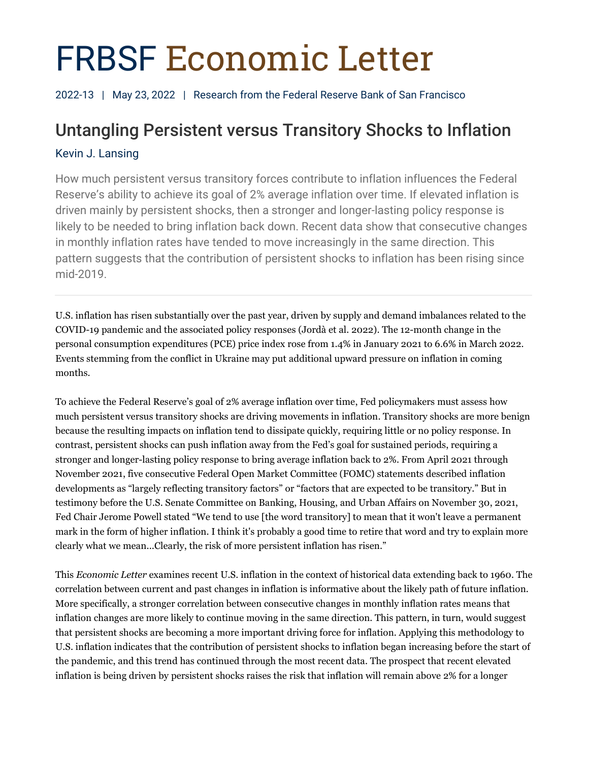# FRBSF Economic Letter

2022-13 | May 23, 2022 | Research from the Federal Reserve Bank of San Francisco

## Untangling Persistent versus Transitory Shocks to Inflation

Kevin J. Lansing

How much persistent versus transitory forces contribute to inflation influences the Federal Reserve's ability to achieve its goal of 2% average inflation over time. If elevated inflation is driven mainly by persistent shocks, then a stronger and longer-lasting policy response is likely to be needed to bring inflation back down. Recent data show that consecutive changes in monthly inflation rates have tended to move increasingly in the same direction. This pattern suggests that the contribution of persistent shocks to inflation has been rising since mid-2019.

---

U.S. inflation has risen substantially over the past year, driven by supply and demand imbalances related to the COVID-19 pandemic and the associated policy responses (Jordà et al. 2022). The 12-month change in the personal consumption expenditures (PCE) price index rose from 1.4% in January 2021 to 6.6% in March 2022. Events stemming from the conflict in Ukraine may put additional upward pressure on inflation in coming months.

To achieve the Federal Reserve's goal of 2% average inflation over time, Fed policymakers must assess how much persistent versus transitory shocks are driving movements in inflation. Transitory shocks are more benign because the resulting impacts on inflation tend to dissipate quickly, requiring little or no policy response. In contrast, persistent shocks can push inflation away from the Fed's goal for sustained periods, requiring a stronger and longer-lasting policy response to bring average inflation back to 2%. From April 2021 through November 2021, five consecutive Federal Open Market Committee (FOMC) statements described inflation developments as "largely reflecting transitory factors" or "factors that are expected to be transitory." But in testimony before the U.S. Senate Committee on Banking, Housing, and Urban Affairs on November 30, 2021, Fed Chair Jerome Powell stated "We tend to use [the word transitory] to mean that it won't leave a permanent mark in the form of higher inflation. I think it's probably a good time to retire that word and try to explain more clearly what we mean...Clearly, the risk of more persistent inflation has risen."

This *Economic Letter* examines recent U.S. inflation in the context of historical data extending back to 1960. The correlation between current and past changes in inflation is informative about the likely path of future inflation. More specifically, a stronger correlation between consecutive changes in monthly inflation rates means that inflation changes are more likely to continue moving in the same direction. This pattern, in turn, would suggest that persistent shocks are becoming a more important driving force for inflation. Applying this methodology to U.S. inflation indicates that the contribution of persistent shocks to inflation began increasing before the start of the pandemic, and this trend has continued through the most recent data. The prospect that recent elevated inflation is being driven by persistent shocks raises the risk that inflation will remain above 2% for a longer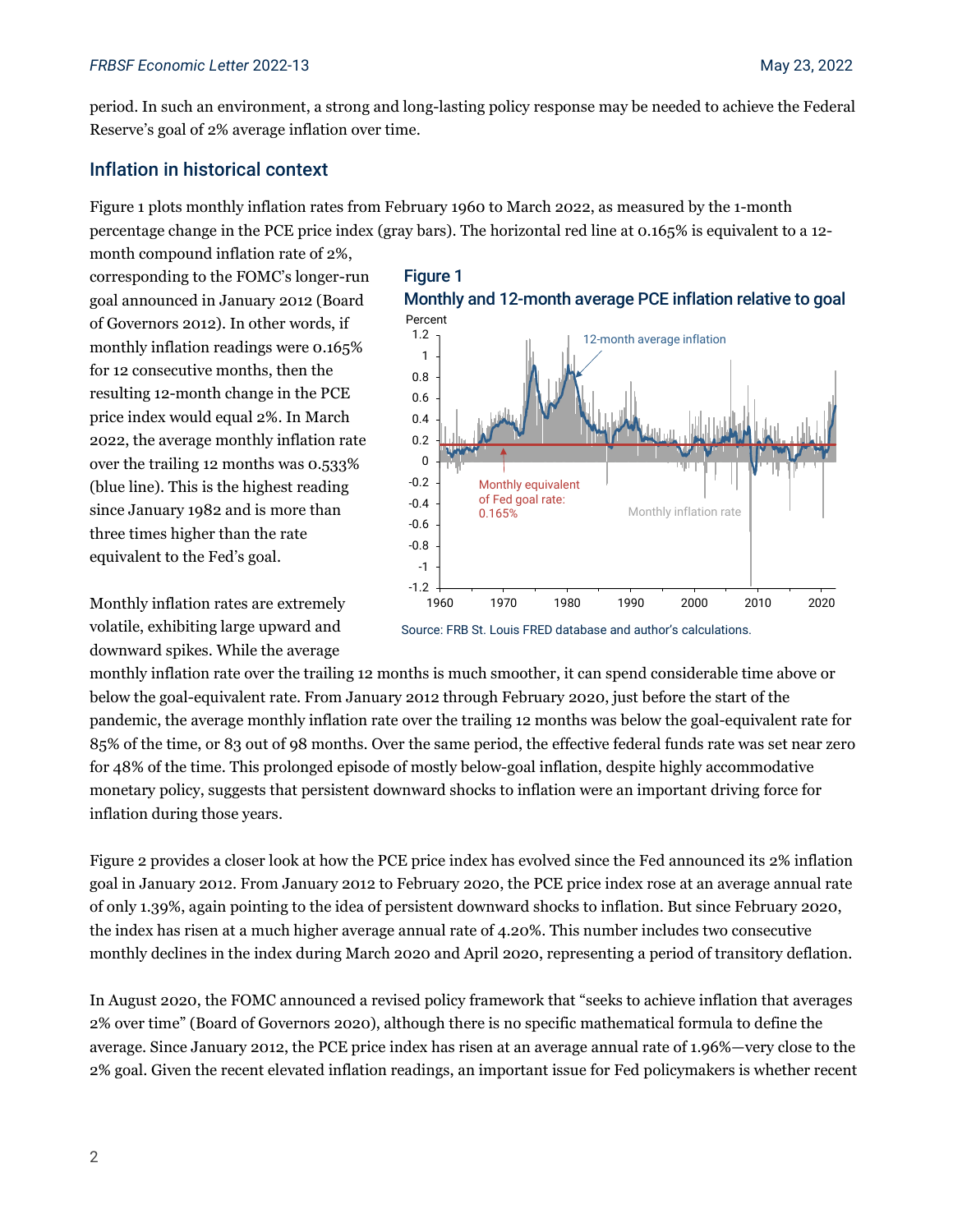period. In such an environment, a strong and long-lasting policy response may be needed to achieve the Federal Reserve's goal of 2% average inflation over time.

## Inflation in historical context

Figure 1 plots monthly inflation rates from February 1960 to March 2022, as measured by the 1-month percentage change in the PCE price index (gray bars). The horizontal red line at 0.165% is equivalent to a 12-month compound inflation rate of 2%, corresponding to the FOMC's longer-run goal announced in January 2012 (Board of Governors 2012). In other words, if monthly inflation readings were 0.165% for 12 consecutive months, then the resulting 12-month change in the PCE price index would equal 2%. In March 2022, the average monthly inflation rate over the trailing 12 months was 0.533% (blue line). This is the highest reading since January 1982 and is more than three times higher than the rate equivalent to the Fed's goal.

**Figure 1**
**Monthly and 12-month average PCE inflation relative to goal**

Source: FRB St. Louis FRED database and author's calculations.

Monthly inflation rates are extremely volatile, exhibiting large upward and downward spikes. While the average monthly inflation rate over the trailing 12 months is much smoother, it can spend considerable time above or below the goal-equivalent rate. From January 2012 through February 2020, just before the start of the pandemic, the average monthly inflation rate over the trailing 12 months was below the goal-equivalent rate for 85% of the time, or 83 out of 98 months. Over the same period, the effective federal funds rate was set near zero for 48% of the time. This prolonged episode of mostly below-goal inflation, despite highly accommodative monetary policy, suggests that persistent downward shocks to inflation were an important driving force for inflation during those years.

Figure 2 provides a closer look at how the PCE price index has evolved since the Fed announced its 2% inflation goal in January 2012. From January 2012 to February 2020, the PCE price index rose at an average annual rate of only 1.39%, again pointing to the idea of persistent downward shocks to inflation. But since February 2020, the index has risen at a much higher average annual rate of 4.20%. This number includes two consecutive monthly declines in the index during March 2020 and April 2020, representing a period of transitory deflation.

In August 2020, the FOMC announced a revised policy framework that "seeks to achieve inflation that averages 2% over time" (Board of Governors 2020), although there is no specific mathematical formula to define the average. Since January 2012, the PCE price index has risen at an average annual rate of 1.96%—very close to the 2% goal. Given the recent elevated inflation readings, an important issue for Fed policymakers is whether recent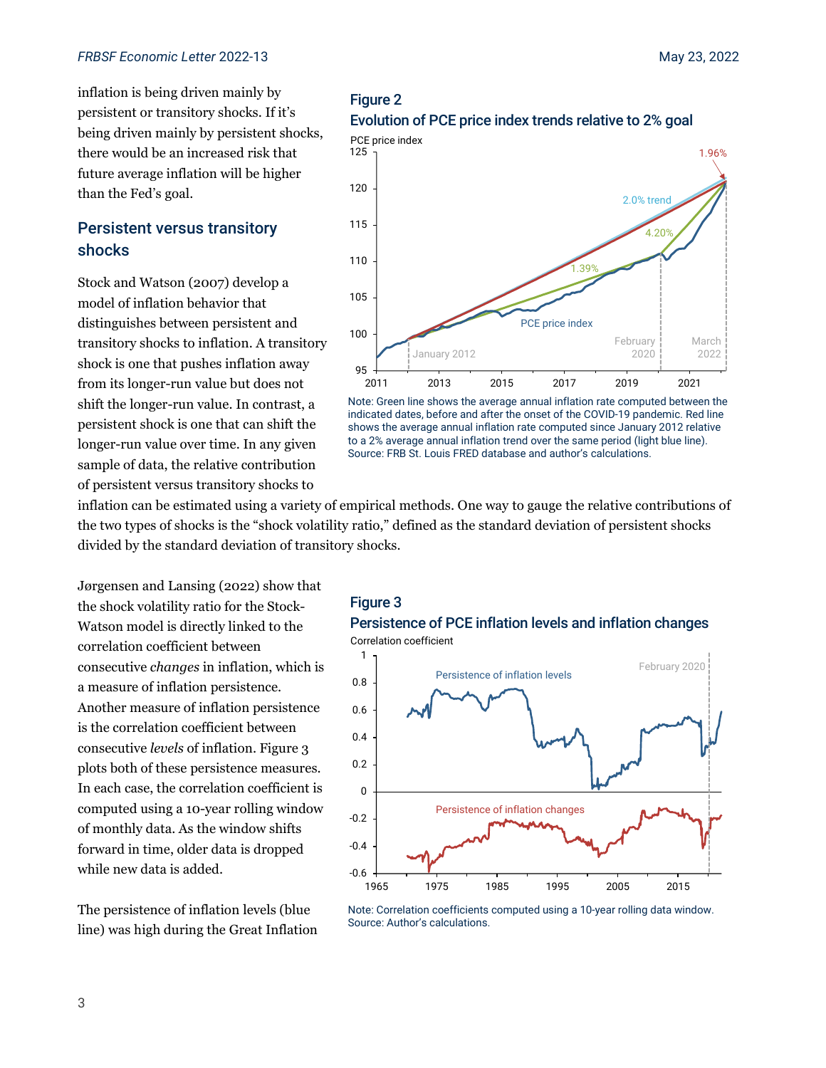inflation is being driven mainly by persistent or transitory shocks. If it's being driven mainly by persistent shocks, there would be an increased risk that future average inflation will be higher than the Fed's goal.

## Persistent versus transitory shocks

Stock and Watson (2007) develop a model of inflation behavior that distinguishes between persistent and transitory shocks to inflation. A transitory shock is one that pushes inflation away from its longer-run value but does not shift the longer-run value. In contrast, a persistent shock is one that can shift the longer-run value over time. In any given sample of data, the relative contribution of persistent versus transitory shocks to inflation can be estimated using a variety of empirical methods. One way to gauge the relative contributions of the two types of shocks is the "shock volatility ratio," defined as the standard deviation of persistent shocks divided by the standard deviation of transitory shocks.

**Figure 2**
**Evolution of PCE price index trends relative to 2% goal**

Note: Green line shows the average annual inflation rate computed between the indicated dates, before and after the onset of the COVID-19 pandemic. Red line shows the average annual inflation rate computed since January 2012 relative to a 2% average annual inflation trend over the same period (light blue line).
Source: FRB St. Louis FRED database and author's calculations.

Jørgensen and Lansing (2022) show that the shock volatility ratio for the Stock-Watson model is directly linked to the correlation coefficient between consecutive *changes* in inflation, which is a measure of inflation persistence. Another measure of inflation persistence is the correlation coefficient between consecutive *levels* of inflation. Figure 3 plots both of these persistence measures. In each case, the correlation coefficient is computed using a 10-year rolling window of monthly data. As the window shifts forward in time, older data is dropped while new data is added.

**Figure 3**
**Persistence of PCE inflation levels and inflation changes**

Note: Correlation coefficients computed using a 10-year rolling data window.
Source: Author's calculations.

The persistence of inflation levels (blue line) was high during the Great Inflation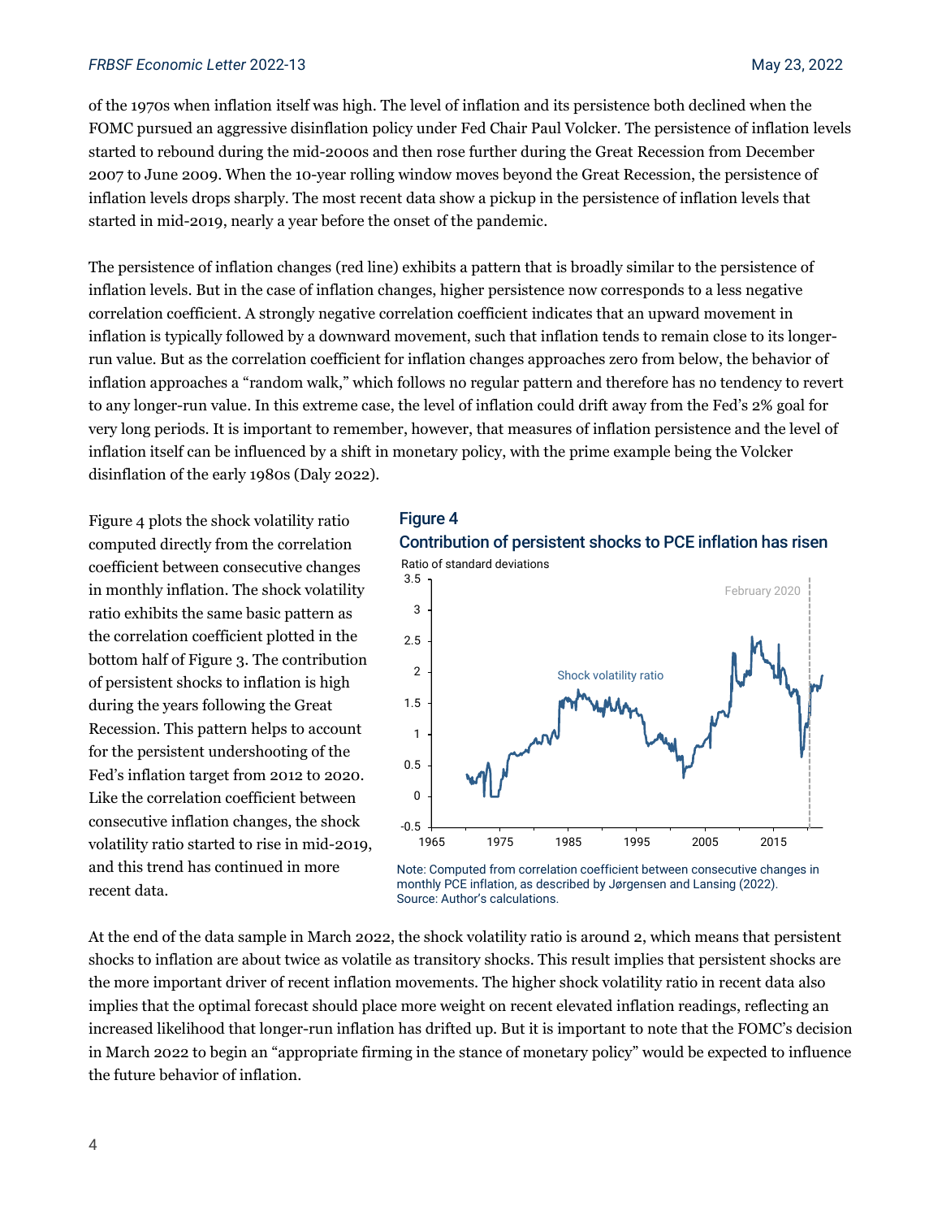of the 1970s when inflation itself was high. The level of inflation and its persistence both declined when the FOMC pursued an aggressive disinflation policy under Fed Chair Paul Volcker. The persistence of inflation levels started to rebound during the mid-2000s and then rose further during the Great Recession from December 2007 to June 2009. When the 10-year rolling window moves beyond the Great Recession, the persistence of inflation levels drops sharply. The most recent data show a pickup in the persistence of inflation levels that started in mid-2019, nearly a year before the onset of the pandemic.

The persistence of inflation changes (red line) exhibits a pattern that is broadly similar to the persistence of inflation levels. But in the case of inflation changes, higher persistence now corresponds to a less negative correlation coefficient. A strongly negative correlation coefficient indicates that an upward movement in inflation is typically followed by a downward movement, such that inflation tends to remain close to its longer-run value. But as the correlation coefficient for inflation changes approaches zero from below, the behavior of inflation approaches a "random walk," which follows no regular pattern and therefore has no tendency to revert to any longer-run value. In this extreme case, the level of inflation could drift away from the Fed's 2% goal for very long periods. It is important to remember, however, that measures of inflation persistence and the level of inflation itself can be influenced by a shift in monetary policy, with the prime example being the Volcker disinflation of the early 1980s (Daly 2022).

Figure 4 plots the shock volatility ratio computed directly from the correlation coefficient between consecutive changes in monthly inflation. The shock volatility ratio exhibits the same basic pattern as the correlation coefficient plotted in the bottom half of Figure 3. The contribution of persistent shocks to inflation is high during the years following the Great Recession. This pattern helps to account for the persistent undershooting of the Fed's inflation target from 2012 to 2020. Like the correlation coefficient between consecutive inflation changes, the shock volatility ratio started to rise in mid-2019, and this trend has continued in more recent data.

**Figure 4**
**Contribution of persistent shocks to PCE inflation has risen**

Note: Computed from correlation coefficient between consecutive changes in monthly PCE inflation, as described by Jørgensen and Lansing (2022).
Source: Author's calculations.

At the end of the data sample in March 2022, the shock volatility ratio is around 2, which means that persistent shocks to inflation are about twice as volatile as transitory shocks. This result implies that persistent shocks are the more important driver of recent inflation movements. The higher shock volatility ratio in recent data also implies that the optimal forecast should place more weight on recent elevated inflation readings, reflecting an increased likelihood that longer-run inflation has drifted up. But it is important to note that the FOMC's decision in March 2022 to begin an "appropriate firming in the stance of monetary policy" would be expected to influence the future behavior of inflation.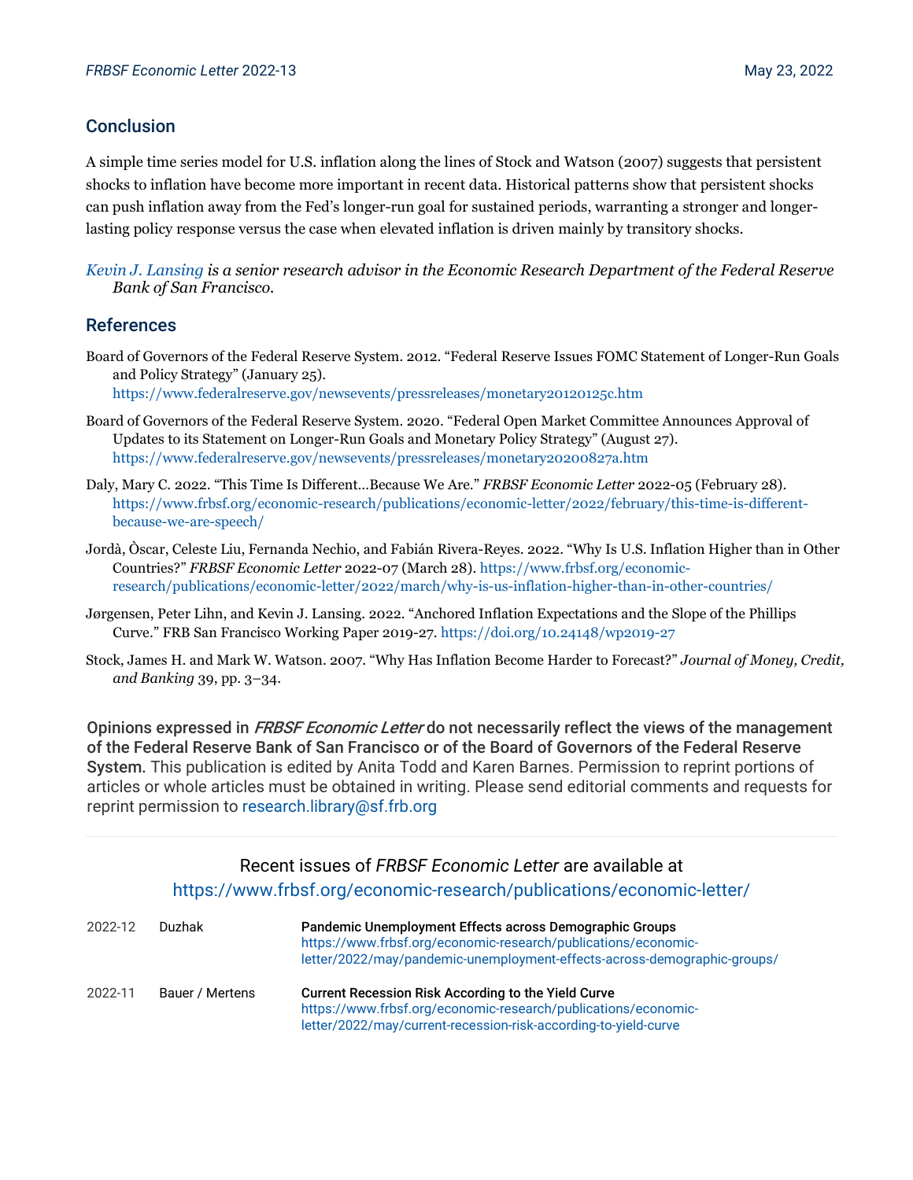## Conclusion

A simple time series model for U.S. inflation along the lines of Stock and Watson (2007) suggests that persistent shocks to inflation have become more important in recent data. Historical patterns show that persistent shocks can push inflation away from the Fed's longer-run goal for sustained periods, warranting a stronger and longer-lasting policy response versus the case when elevated inflation is driven mainly by transitory shocks.

*Kevin J. Lansing is a senior research advisor in the Economic Research Department of the Federal Reserve Bank of San Francisco.*

## References

Board of Governors of the Federal Reserve System. 2012. "Federal Reserve Issues FOMC Statement of Longer-Run Goals and Policy Strategy" (January 25). https://www.federalreserve.gov/newsevents/pressreleases/monetary20120125c.htm

Board of Governors of the Federal Reserve System. 2020. "Federal Open Market Committee Announces Approval of Updates to its Statement on Longer-Run Goals and Monetary Policy Strategy" (August 27). https://www.federalreserve.gov/newsevents/pressreleases/monetary20200827a.htm

Daly, Mary C. 2022. "This Time Is Different…Because We Are." *FRBSF Economic Letter* 2022-05 (February 28). https://www.frbsf.org/economic-research/publications/economic-letter/2022/february/this-time-is-different-because-we-are-speech/

Jordà, Òscar, Celeste Liu, Fernanda Nechio, and Fabián Rivera-Reyes. 2022. "Why Is U.S. Inflation Higher than in Other Countries?" *FRBSF Economic Letter* 2022-07 (March 28). https://www.frbsf.org/economic-research/publications/economic-letter/2022/march/why-is-us-inflation-higher-than-in-other-countries/

Jørgensen, Peter Lihn, and Kevin J. Lansing. 2022. "Anchored Inflation Expectations and the Slope of the Phillips Curve." FRB San Francisco Working Paper 2019-27. https://doi.org/10.24148/wp2019-27

Stock, James H. and Mark W. Watson. 2007. "Why Has Inflation Become Harder to Forecast?" *Journal of Money, Credit, and Banking* 39, pp. 3–34.

**Opinions expressed in *FRBSF Economic Letter* do not necessarily reflect the views of the management of the Federal Reserve Bank of San Francisco or of the Board of Governors of the Federal Reserve System.** This publication is edited by Anita Todd and Karen Barnes. Permission to reprint portions of articles or whole articles must be obtained in writing. Please send editorial comments and requests for reprint permission to research.library@sf.frb.org

Recent issues of *FRBSF Economic Letter* are available at https://www.frbsf.org/economic-research/publications/economic-letter/

| | | |
|---|---|---|
| 2022-12 | Duzhak | **Pandemic Unemployment Effects across Demographic Groups** https://www.frbsf.org/economic-research/publications/economic-letter/2022/may/pandemic-unemployment-effects-across-demographic-groups/ |
| 2022-11 | Bauer / Mertens | **Current Recession Risk According to the Yield Curve** https://www.frbsf.org/economic-research/publications/economic-letter/2022/may/current-recession-risk-according-to-yield-curve |